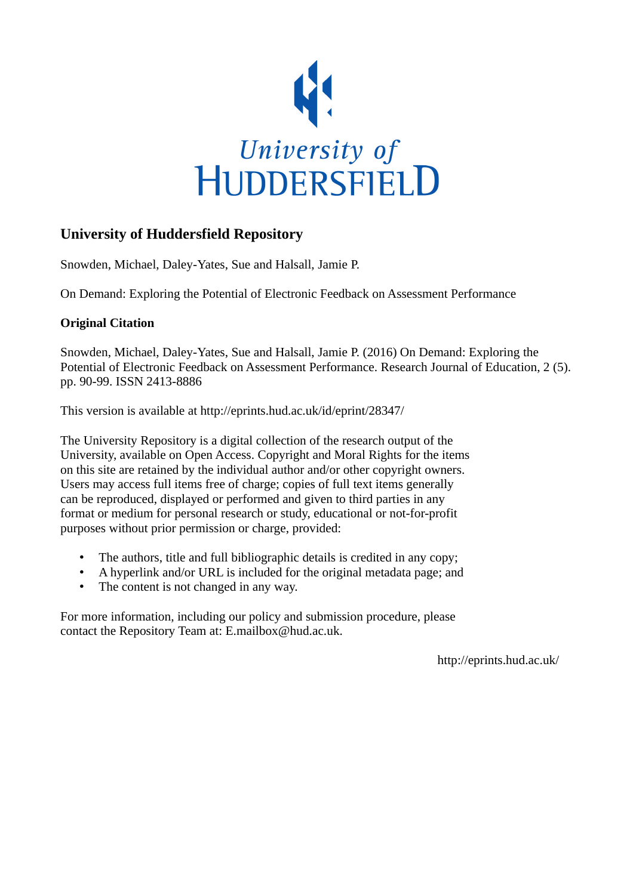University of
HUDDERSFIELD

## University of Huddersfield Repository

Snowden, Michael, Daley-Yates, Sue and Halsall, Jamie P.

On Demand: Exploring the Potential of Electronic Feedback on Assessment Performance

### Original Citation

Snowden, Michael, Daley-Yates, Sue and Halsall, Jamie P. (2016) On Demand: Exploring the Potential of Electronic Feedback on Assessment Performance. Research Journal of Education, 2 (5). pp. 90-99. ISSN 2413-8886

This version is available at http://eprints.hud.ac.uk/id/eprint/28347/

The University Repository is a digital collection of the research output of the University, available on Open Access. Copyright and Moral Rights for the items on this site are retained by the individual author and/or other copyright owners. Users may access full items free of charge; copies of full text items generally can be reproduced, displayed or performed and given to third parties in any format or medium for personal research or study, educational or not-for-profit purposes without prior permission or charge, provided:

- The authors, title and full bibliographic details is credited in any copy;
- A hyperlink and/or URL is included for the original metadata page; and
- The content is not changed in any way.

For more information, including our policy and submission procedure, please contact the Repository Team at: E.mailbox@hud.ac.uk.

http://eprints.hud.ac.uk/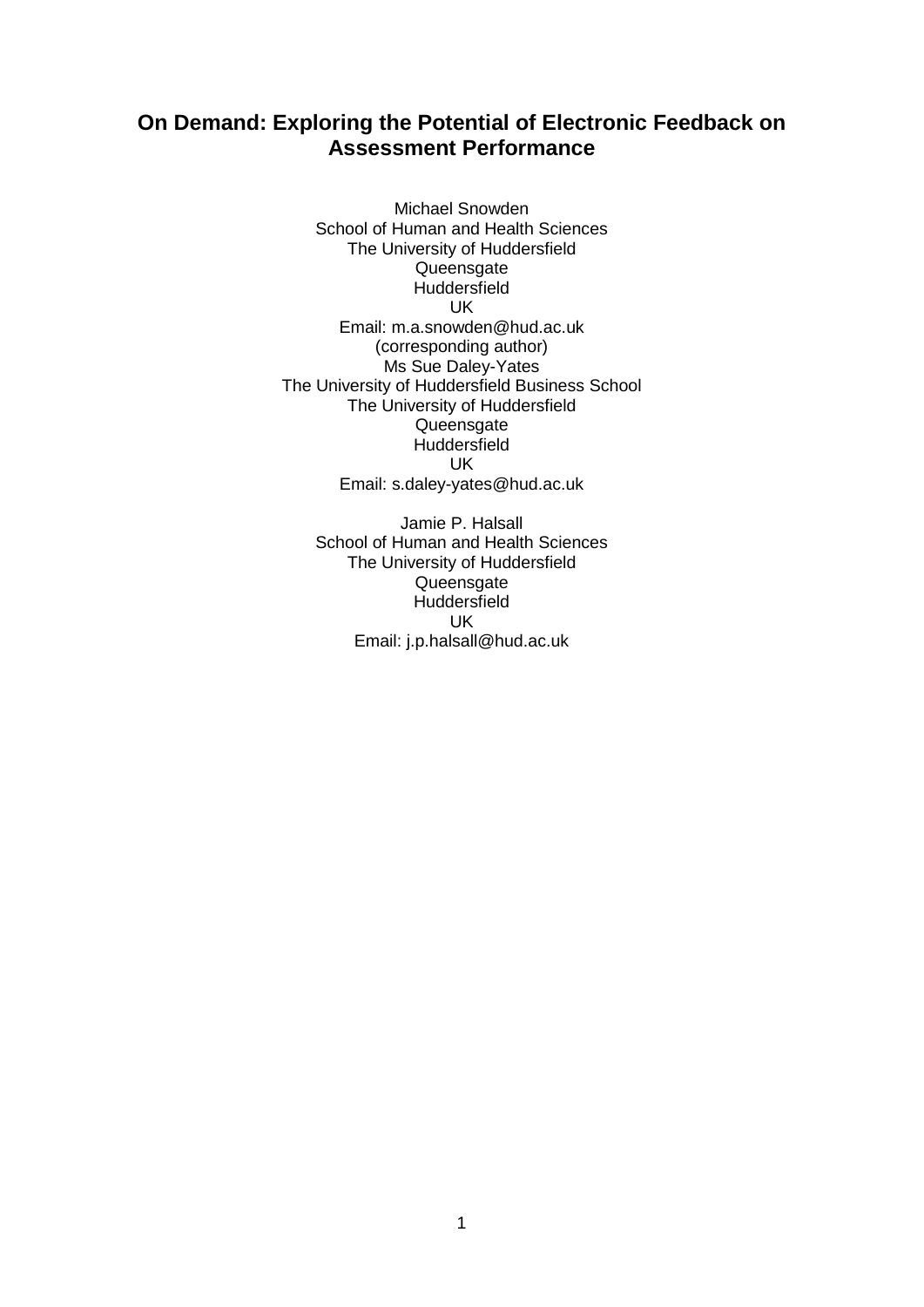# On Demand: Exploring the Potential of Electronic Feedback on Assessment Performance

Michael Snowden
School of Human and Health Sciences
The University of Huddersfield
Queensgate
Huddersfield
UK
Email: m.a.snowden@hud.ac.uk
(corresponding author)

Ms Sue Daley-Yates
The University of Huddersfield Business School
The University of Huddersfield
Queensgate
Huddersfield
UK
Email: s.daley-yates@hud.ac.uk

Jamie P. Halsall
School of Human and Health Sciences
The University of Huddersfield
Queensgate
Huddersfield
UK
Email: j.p.halsall@hud.ac.uk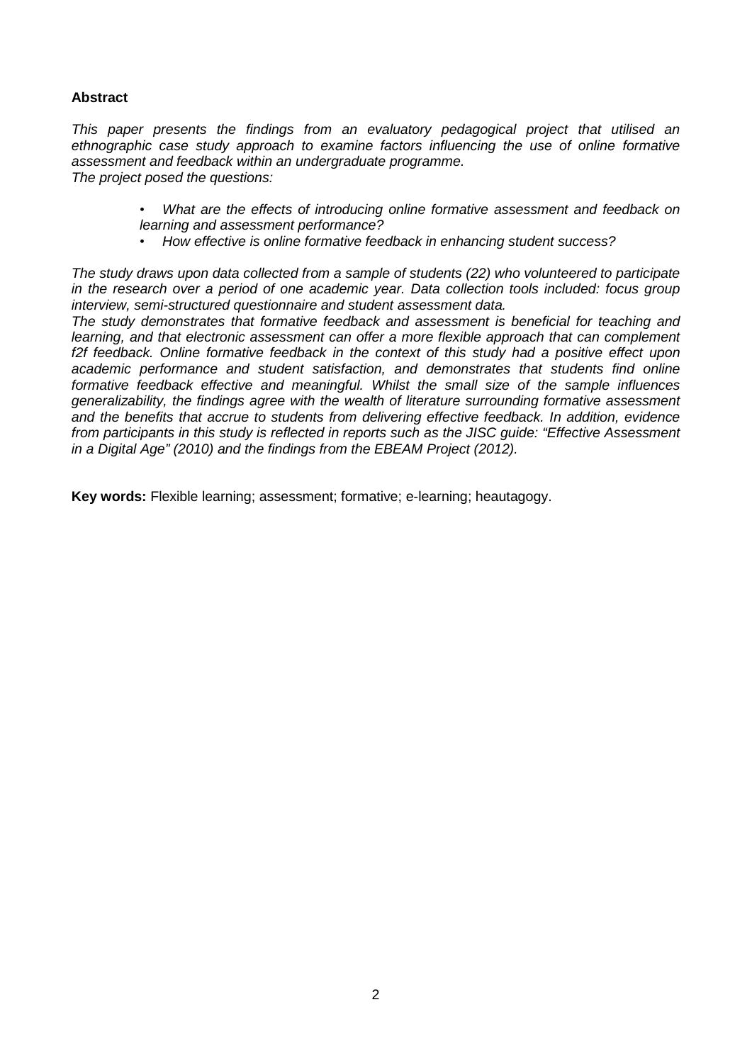**Abstract**

*This paper presents the findings from an evaluatory pedagogical project that utilised an ethnographic case study approach to examine factors influencing the use of online formative assessment and feedback within an undergraduate programme.*
*The project posed the questions:*

- *What are the effects of introducing online formative assessment and feedback on learning and assessment performance?*
- *How effective is online formative feedback in enhancing student success?*

*The study draws upon data collected from a sample of students (22) who volunteered to participate in the research over a period of one academic year. Data collection tools included: focus group interview, semi-structured questionnaire and student assessment data.*
*The study demonstrates that formative feedback and assessment is beneficial for teaching and learning, and that electronic assessment can offer a more flexible approach that can complement f2f feedback. Online formative feedback in the context of this study had a positive effect upon academic performance and student satisfaction, and demonstrates that students find online formative feedback effective and meaningful. Whilst the small size of the sample influences generalizability, the findings agree with the wealth of literature surrounding formative assessment and the benefits that accrue to students from delivering effective feedback. In addition, evidence from participants in this study is reflected in reports such as the JISC guide: "Effective Assessment in a Digital Age" (2010) and the findings from the EBEAM Project (2012).*

**Key words:** Flexible learning; assessment; formative; e-learning; heautagogy.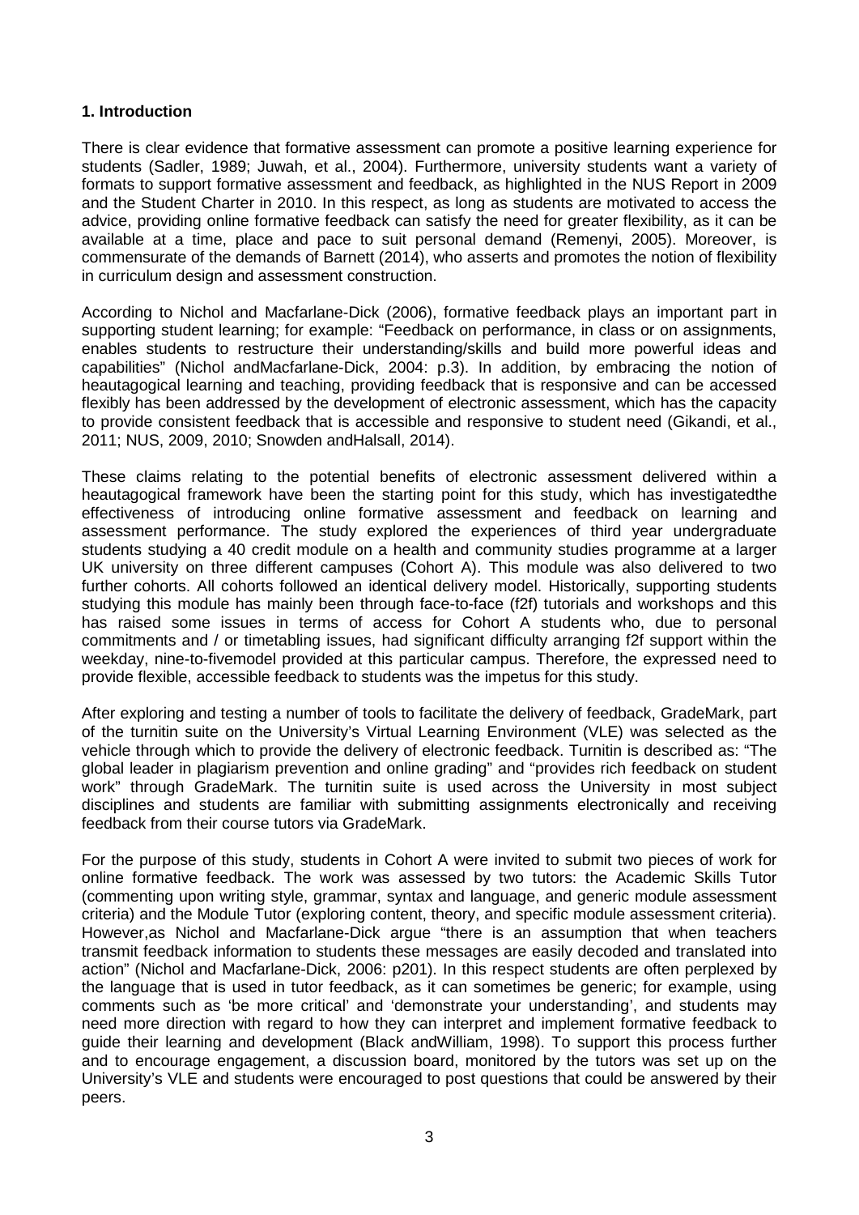**1. Introduction**

There is clear evidence that formative assessment can promote a positive learning experience for students (Sadler, 1989; Juwah, et al., 2004). Furthermore, university students want a variety of formats to support formative assessment and feedback, as highlighted in the NUS Report in 2009 and the Student Charter in 2010. In this respect, as long as students are motivated to access the advice, providing online formative feedback can satisfy the need for greater flexibility, as it can be available at a time, place and pace to suit personal demand (Remenyi, 2005). Moreover, is commensurate of the demands of Barnett (2014), who asserts and promotes the notion of flexibility in curriculum design and assessment construction.

According to Nichol and Macfarlane-Dick (2006), formative feedback plays an important part in supporting student learning; for example: "Feedback on performance, in class or on assignments, enables students to restructure their understanding/skills and build more powerful ideas and capabilities" (Nichol andMacfarlane-Dick, 2004: p.3). In addition, by embracing the notion of heautagogical learning and teaching, providing feedback that is responsive and can be accessed flexibly has been addressed by the development of electronic assessment, which has the capacity to provide consistent feedback that is accessible and responsive to student need (Gikandi, et al., 2011; NUS, 2009, 2010; Snowden andHalsall, 2014).

These claims relating to the potential benefits of electronic assessment delivered within a heautagogical framework have been the starting point for this study, which has investigatedthe effectiveness of introducing online formative assessment and feedback on learning and assessment performance. The study explored the experiences of third year undergraduate students studying a 40 credit module on a health and community studies programme at a larger UK university on three different campuses (Cohort A). This module was also delivered to two further cohorts. All cohorts followed an identical delivery model. Historically, supporting students studying this module has mainly been through face-to-face (f2f) tutorials and workshops and this has raised some issues in terms of access for Cohort A students who, due to personal commitments and / or timetabling issues, had significant difficulty arranging f2f support within the weekday, nine-to-fivemodel provided at this particular campus. Therefore, the expressed need to provide flexible, accessible feedback to students was the impetus for this study.

After exploring and testing a number of tools to facilitate the delivery of feedback, GradeMark, part of the turnitin suite on the University's Virtual Learning Environment (VLE) was selected as the vehicle through which to provide the delivery of electronic feedback. Turnitin is described as: "The global leader in plagiarism prevention and online grading" and "provides rich feedback on student work" through GradeMark. The turnitin suite is used across the University in most subject disciplines and students are familiar with submitting assignments electronically and receiving feedback from their course tutors via GradeMark.

For the purpose of this study, students in Cohort A were invited to submit two pieces of work for online formative feedback. The work was assessed by two tutors: the Academic Skills Tutor (commenting upon writing style, grammar, syntax and language, and generic module assessment criteria) and the Module Tutor (exploring content, theory, and specific module assessment criteria). However,as Nichol and Macfarlane-Dick argue "there is an assumption that when teachers transmit feedback information to students these messages are easily decoded and translated into action" (Nichol and Macfarlane-Dick, 2006: p201). In this respect students are often perplexed by the language that is used in tutor feedback, as it can sometimes be generic; for example, using comments such as 'be more critical' and 'demonstrate your understanding', and students may need more direction with regard to how they can interpret and implement formative feedback to guide their learning and development (Black andWilliam, 1998). To support this process further and to encourage engagement, a discussion board, monitored by the tutors was set up on the University's VLE and students were encouraged to post questions that could be answered by their peers.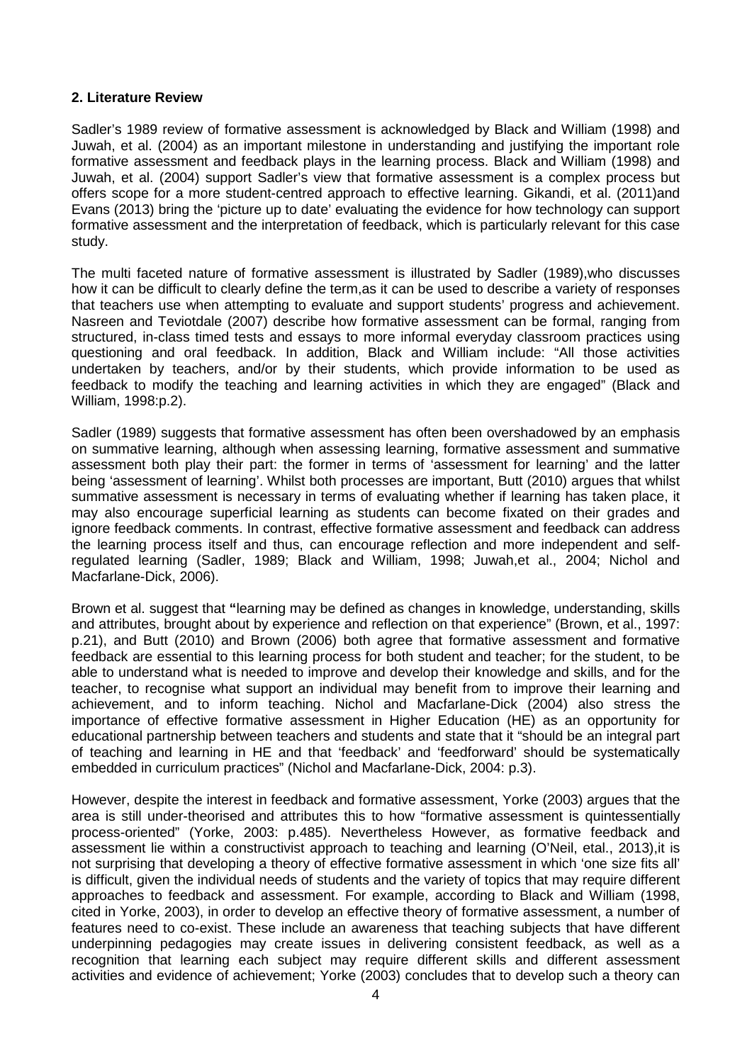**2. Literature Review**

Sadler's 1989 review of formative assessment is acknowledged by Black and William (1998) and Juwah, et al. (2004) as an important milestone in understanding and justifying the important role formative assessment and feedback plays in the learning process. Black and William (1998) and Juwah, et al. (2004) support Sadler's view that formative assessment is a complex process but offers scope for a more student-centred approach to effective learning. Gikandi, et al. (2011)and Evans (2013) bring the 'picture up to date' evaluating the evidence for how technology can support formative assessment and the interpretation of feedback, which is particularly relevant for this case study.

The multi faceted nature of formative assessment is illustrated by Sadler (1989),who discusses how it can be difficult to clearly define the term,as it can be used to describe a variety of responses that teachers use when attempting to evaluate and support students' progress and achievement. Nasreen and Teviotdale (2007) describe how formative assessment can be formal, ranging from structured, in-class timed tests and essays to more informal everyday classroom practices using questioning and oral feedback. In addition, Black and William include: "All those activities undertaken by teachers, and/or by their students, which provide information to be used as feedback to modify the teaching and learning activities in which they are engaged" (Black and William, 1998:p.2).

Sadler (1989) suggests that formative assessment has often been overshadowed by an emphasis on summative learning, although when assessing learning, formative assessment and summative assessment both play their part: the former in terms of 'assessment for learning' and the latter being 'assessment of learning'. Whilst both processes are important, Butt (2010) argues that whilst summative assessment is necessary in terms of evaluating whether if learning has taken place, it may also encourage superficial learning as students can become fixated on their grades and ignore feedback comments. In contrast, effective formative assessment and feedback can address the learning process itself and thus, can encourage reflection and more independent and self-regulated learning (Sadler, 1989; Black and William, 1998; Juwah,et al., 2004; Nichol and Macfarlane-Dick, 2006).

Brown et al. suggest that **"**learning may be defined as changes in knowledge, understanding, skills and attributes, brought about by experience and reflection on that experience" (Brown, et al., 1997: p.21), and Butt (2010) and Brown (2006) both agree that formative assessment and formative feedback are essential to this learning process for both student and teacher; for the student, to be able to understand what is needed to improve and develop their knowledge and skills, and for the teacher, to recognise what support an individual may benefit from to improve their learning and achievement, and to inform teaching. Nichol and Macfarlane-Dick (2004) also stress the importance of effective formative assessment in Higher Education (HE) as an opportunity for educational partnership between teachers and students and state that it "should be an integral part of teaching and learning in HE and that 'feedback' and 'feedforward' should be systematically embedded in curriculum practices" (Nichol and Macfarlane-Dick, 2004: p.3).

However, despite the interest in feedback and formative assessment, Yorke (2003) argues that the area is still under-theorised and attributes this to how "formative assessment is quintessentially process-oriented" (Yorke, 2003: p.485). Nevertheless However, as formative feedback and assessment lie within a constructivist approach to teaching and learning (O'Neil, etal., 2013),it is not surprising that developing a theory of effective formative assessment in which 'one size fits all' is difficult, given the individual needs of students and the variety of topics that may require different approaches to feedback and assessment. For example, according to Black and William (1998, cited in Yorke, 2003), in order to develop an effective theory of formative assessment, a number of features need to co-exist. These include an awareness that teaching subjects that have different underpinning pedagogies may create issues in delivering consistent feedback, as well as a recognition that learning each subject may require different skills and different assessment activities and evidence of achievement; Yorke (2003) concludes that to develop such a theory can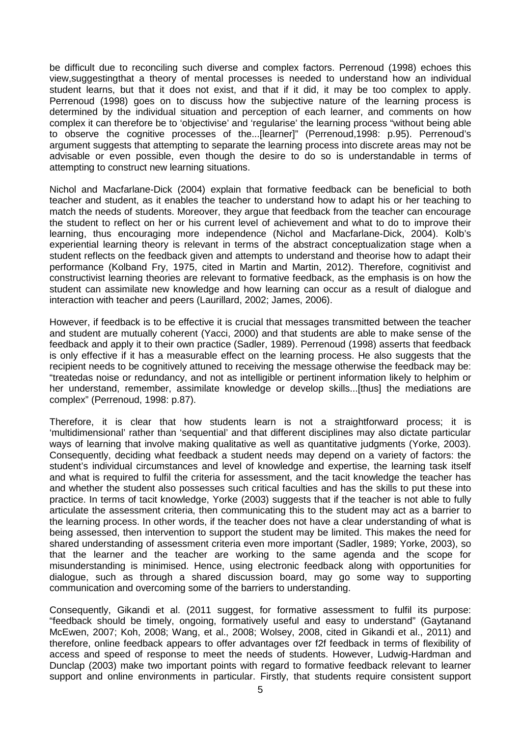be difficult due to reconciling such diverse and complex factors. Perrenoud (1998) echoes this view,suggestingthat a theory of mental processes is needed to understand how an individual student learns, but that it does not exist, and that if it did, it may be too complex to apply. Perrenoud (1998) goes on to discuss how the subjective nature of the learning process is determined by the individual situation and perception of each learner, and comments on how complex it can therefore be to 'objectivise' and 'regularise' the learning process "without being able to observe the cognitive processes of the...[learner]" (Perrenoud,1998: p.95). Perrenoud's argument suggests that attempting to separate the learning process into discrete areas may not be advisable or even possible, even though the desire to do so is understandable in terms of attempting to construct new learning situations.

Nichol and Macfarlane-Dick (2004) explain that formative feedback can be beneficial to both teacher and student, as it enables the teacher to understand how to adapt his or her teaching to match the needs of students. Moreover, they argue that feedback from the teacher can encourage the student to reflect on her or his current level of achievement and what to do to improve their learning, thus encouraging more independence (Nichol and Macfarlane-Dick, 2004). Kolb's experiential learning theory is relevant in terms of the abstract conceptualization stage when a student reflects on the feedback given and attempts to understand and theorise how to adapt their performance (Kolband Fry, 1975, cited in Martin and Martin, 2012). Therefore, cognitivist and constructivist learning theories are relevant to formative feedback, as the emphasis is on how the student can assimilate new knowledge and how learning can occur as a result of dialogue and interaction with teacher and peers (Laurillard, 2002; James, 2006).

However, if feedback is to be effective it is crucial that messages transmitted between the teacher and student are mutually coherent (Yacci, 2000) and that students are able to make sense of the feedback and apply it to their own practice (Sadler, 1989). Perrenoud (1998) asserts that feedback is only effective if it has a measurable effect on the learning process. He also suggests that the recipient needs to be cognitively attuned to receiving the message otherwise the feedback may be: "treatedas noise or redundancy, and not as intelligible or pertinent information likely to helphim or her understand, remember, assimilate knowledge or develop skills...[thus] the mediations are complex" (Perrenoud, 1998: p.87).

Therefore, it is clear that how students learn is not a straightforward process; it is 'multidimensional' rather than 'sequential' and that different disciplines may also dictate particular ways of learning that involve making qualitative as well as quantitative judgments (Yorke, 2003). Consequently, deciding what feedback a student needs may depend on a variety of factors: the student's individual circumstances and level of knowledge and expertise, the learning task itself and what is required to fulfil the criteria for assessment, and the tacit knowledge the teacher has and whether the student also possesses such critical faculties and has the skills to put these into practice. In terms of tacit knowledge, Yorke (2003) suggests that if the teacher is not able to fully articulate the assessment criteria, then communicating this to the student may act as a barrier to the learning process. In other words, if the teacher does not have a clear understanding of what is being assessed, then intervention to support the student may be limited. This makes the need for shared understanding of assessment criteria even more important (Sadler, 1989; Yorke, 2003), so that the learner and the teacher are working to the same agenda and the scope for misunderstanding is minimised. Hence, using electronic feedback along with opportunities for dialogue, such as through a shared discussion board, may go some way to supporting communication and overcoming some of the barriers to understanding.

Consequently, Gikandi et al. (2011 suggest, for formative assessment to fulfil its purpose: "feedback should be timely, ongoing, formatively useful and easy to understand" (Gaytanand McEwen, 2007; Koh, 2008; Wang, et al., 2008; Wolsey, 2008, cited in Gikandi et al., 2011) and therefore, online feedback appears to offer advantages over f2f feedback in terms of flexibility of access and speed of response to meet the needs of students. However, Ludwig-Hardman and Dunclap (2003) make two important points with regard to formative feedback relevant to learner support and online environments in particular. Firstly, that students require consistent support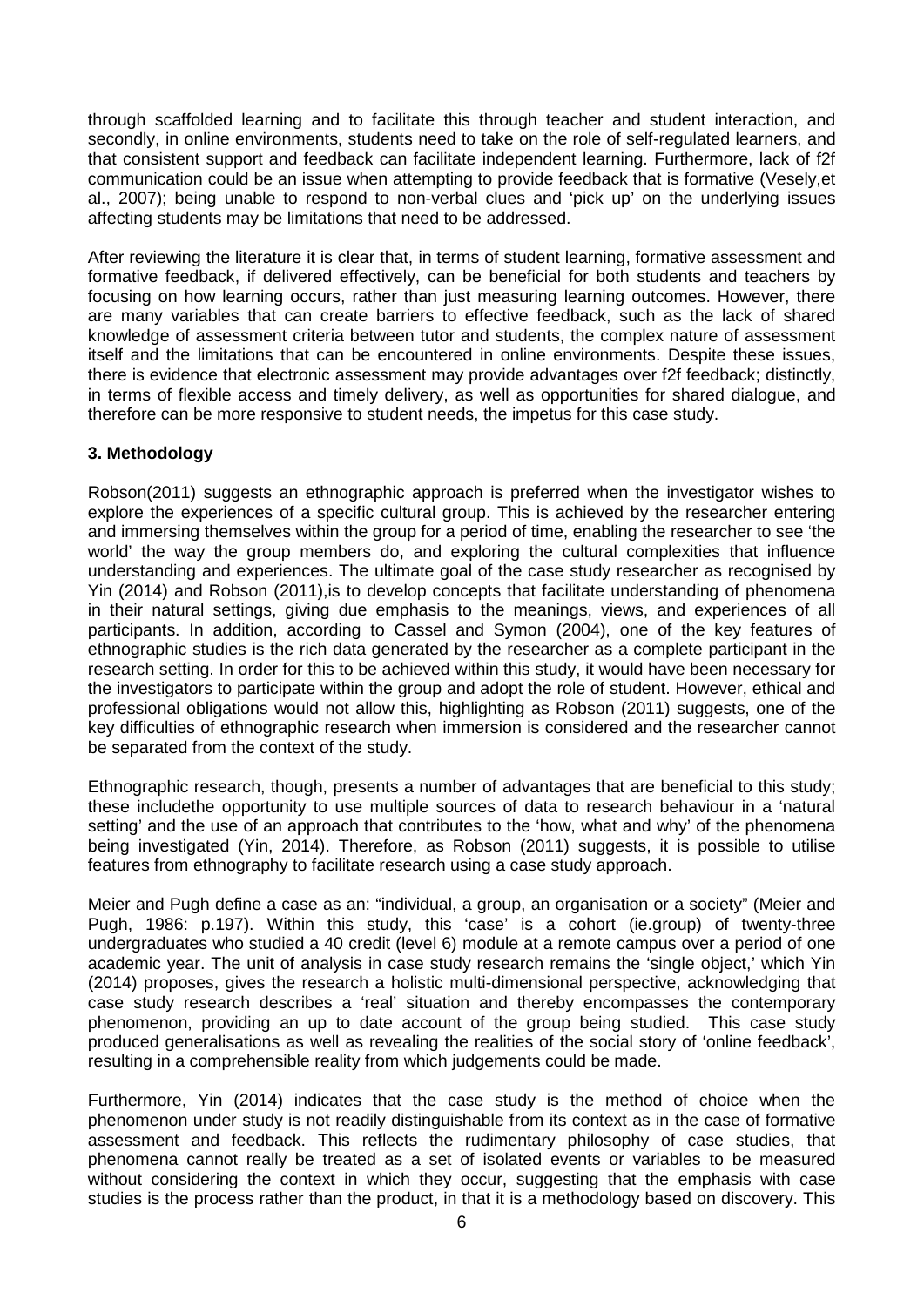through scaffolded learning and to facilitate this through teacher and student interaction, and secondly, in online environments, students need to take on the role of self-regulated learners, and that consistent support and feedback can facilitate independent learning. Furthermore, lack of f2f communication could be an issue when attempting to provide feedback that is formative (Vesely,et al., 2007); being unable to respond to non-verbal clues and 'pick up' on the underlying issues affecting students may be limitations that need to be addressed.

After reviewing the literature it is clear that, in terms of student learning, formative assessment and formative feedback, if delivered effectively, can be beneficial for both students and teachers by focusing on how learning occurs, rather than just measuring learning outcomes. However, there are many variables that can create barriers to effective feedback, such as the lack of shared knowledge of assessment criteria between tutor and students, the complex nature of assessment itself and the limitations that can be encountered in online environments. Despite these issues, there is evidence that electronic assessment may provide advantages over f2f feedback; distinctly, in terms of flexible access and timely delivery, as well as opportunities for shared dialogue, and therefore can be more responsive to student needs, the impetus for this case study.

### 3. Methodology

Robson(2011) suggests an ethnographic approach is preferred when the investigator wishes to explore the experiences of a specific cultural group. This is achieved by the researcher entering and immersing themselves within the group for a period of time, enabling the researcher to see 'the world' the way the group members do, and exploring the cultural complexities that influence understanding and experiences. The ultimate goal of the case study researcher as recognised by Yin (2014) and Robson (2011),is to develop concepts that facilitate understanding of phenomena in their natural settings, giving due emphasis to the meanings, views, and experiences of all participants. In addition, according to Cassel and Symon (2004), one of the key features of ethnographic studies is the rich data generated by the researcher as a complete participant in the research setting. In order for this to be achieved within this study, it would have been necessary for the investigators to participate within the group and adopt the role of student. However, ethical and professional obligations would not allow this, highlighting as Robson (2011) suggests, one of the key difficulties of ethnographic research when immersion is considered and the researcher cannot be separated from the context of the study.

Ethnographic research, though, presents a number of advantages that are beneficial to this study; these includethe opportunity to use multiple sources of data to research behaviour in a 'natural setting' and the use of an approach that contributes to the 'how, what and why' of the phenomena being investigated (Yin, 2014). Therefore, as Robson (2011) suggests, it is possible to utilise features from ethnography to facilitate research using a case study approach.

Meier and Pugh define a case as an: "individual, a group, an organisation or a society" (Meier and Pugh, 1986: p.197). Within this study, this 'case' is a cohort (ie.group) of twenty-three undergraduates who studied a 40 credit (level 6) module at a remote campus over a period of one academic year. The unit of analysis in case study research remains the 'single object,' which Yin (2014) proposes, gives the research a holistic multi-dimensional perspective, acknowledging that case study research describes a 'real' situation and thereby encompasses the contemporary phenomenon, providing an up to date account of the group being studied. This case study produced generalisations as well as revealing the realities of the social story of 'online feedback', resulting in a comprehensible reality from which judgements could be made.

Furthermore, Yin (2014) indicates that the case study is the method of choice when the phenomenon under study is not readily distinguishable from its context as in the case of formative assessment and feedback. This reflects the rudimentary philosophy of case studies, that phenomena cannot really be treated as a set of isolated events or variables to be measured without considering the context in which they occur, suggesting that the emphasis with case studies is the process rather than the product, in that it is a methodology based on discovery. This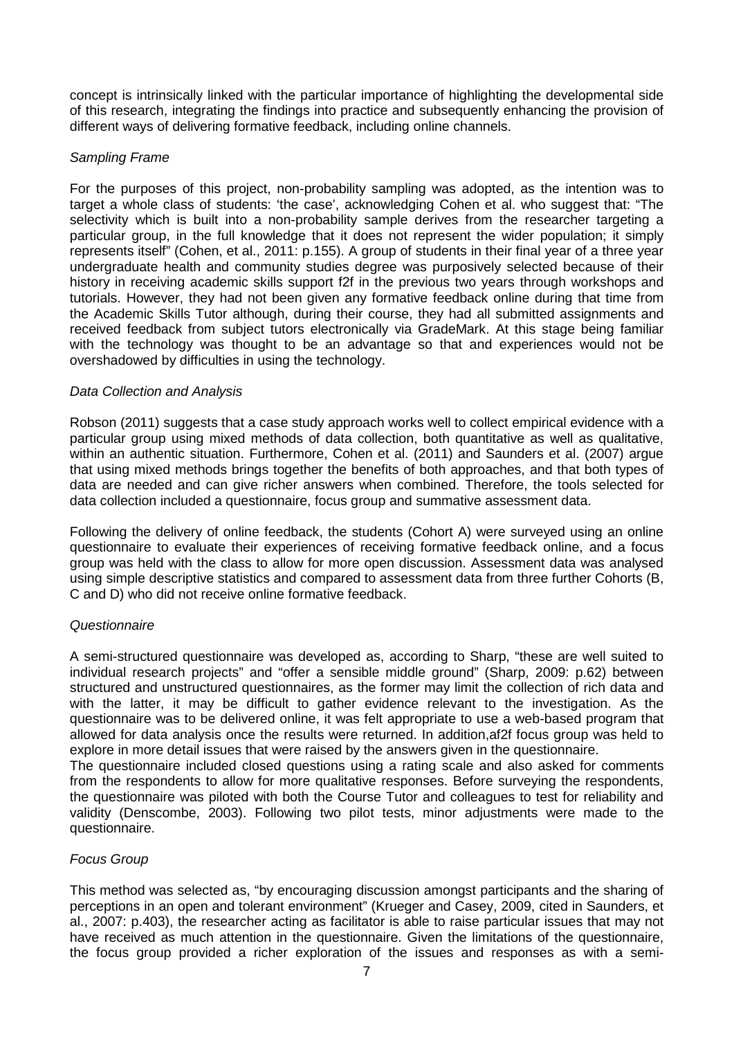concept is intrinsically linked with the particular importance of highlighting the developmental side of this research, integrating the findings into practice and subsequently enhancing the provision of different ways of delivering formative feedback, including online channels.

*Sampling Frame*

For the purposes of this project, non-probability sampling was adopted, as the intention was to target a whole class of students: 'the case', acknowledging Cohen et al. who suggest that: "The selectivity which is built into a non-probability sample derives from the researcher targeting a particular group, in the full knowledge that it does not represent the wider population; it simply represents itself" (Cohen, et al., 2011: p.155). A group of students in their final year of a three year undergraduate health and community studies degree was purposively selected because of their history in receiving academic skills support f2f in the previous two years through workshops and tutorials. However, they had not been given any formative feedback online during that time from the Academic Skills Tutor although, during their course, they had all submitted assignments and received feedback from subject tutors electronically via GradeMark. At this stage being familiar with the technology was thought to be an advantage so that and experiences would not be overshadowed by difficulties in using the technology.

*Data Collection and Analysis*

Robson (2011) suggests that a case study approach works well to collect empirical evidence with a particular group using mixed methods of data collection, both quantitative as well as qualitative, within an authentic situation. Furthermore, Cohen et al. (2011) and Saunders et al. (2007) argue that using mixed methods brings together the benefits of both approaches, and that both types of data are needed and can give richer answers when combined. Therefore, the tools selected for data collection included a questionnaire, focus group and summative assessment data.

Following the delivery of online feedback, the students (Cohort A) were surveyed using an online questionnaire to evaluate their experiences of receiving formative feedback online, and a focus group was held with the class to allow for more open discussion. Assessment data was analysed using simple descriptive statistics and compared to assessment data from three further Cohorts (B, C and D) who did not receive online formative feedback.

*Questionnaire*

A semi-structured questionnaire was developed as, according to Sharp, "these are well suited to individual research projects" and "offer a sensible middle ground" (Sharp, 2009: p.62) between structured and unstructured questionnaires, as the former may limit the collection of rich data and with the latter, it may be difficult to gather evidence relevant to the investigation. As the questionnaire was to be delivered online, it was felt appropriate to use a web-based program that allowed for data analysis once the results were returned. In addition,af2f focus group was held to explore in more detail issues that were raised by the answers given in the questionnaire.
The questionnaire included closed questions using a rating scale and also asked for comments from the respondents to allow for more qualitative responses. Before surveying the respondents, the questionnaire was piloted with both the Course Tutor and colleagues to test for reliability and validity (Denscombe, 2003). Following two pilot tests, minor adjustments were made to the questionnaire.

*Focus Group*

This method was selected as, "by encouraging discussion amongst participants and the sharing of perceptions in an open and tolerant environment" (Krueger and Casey, 2009, cited in Saunders, et al., 2007: p.403), the researcher acting as facilitator is able to raise particular issues that may not have received as much attention in the questionnaire. Given the limitations of the questionnaire, the focus group provided a richer exploration of the issues and responses as with a semi-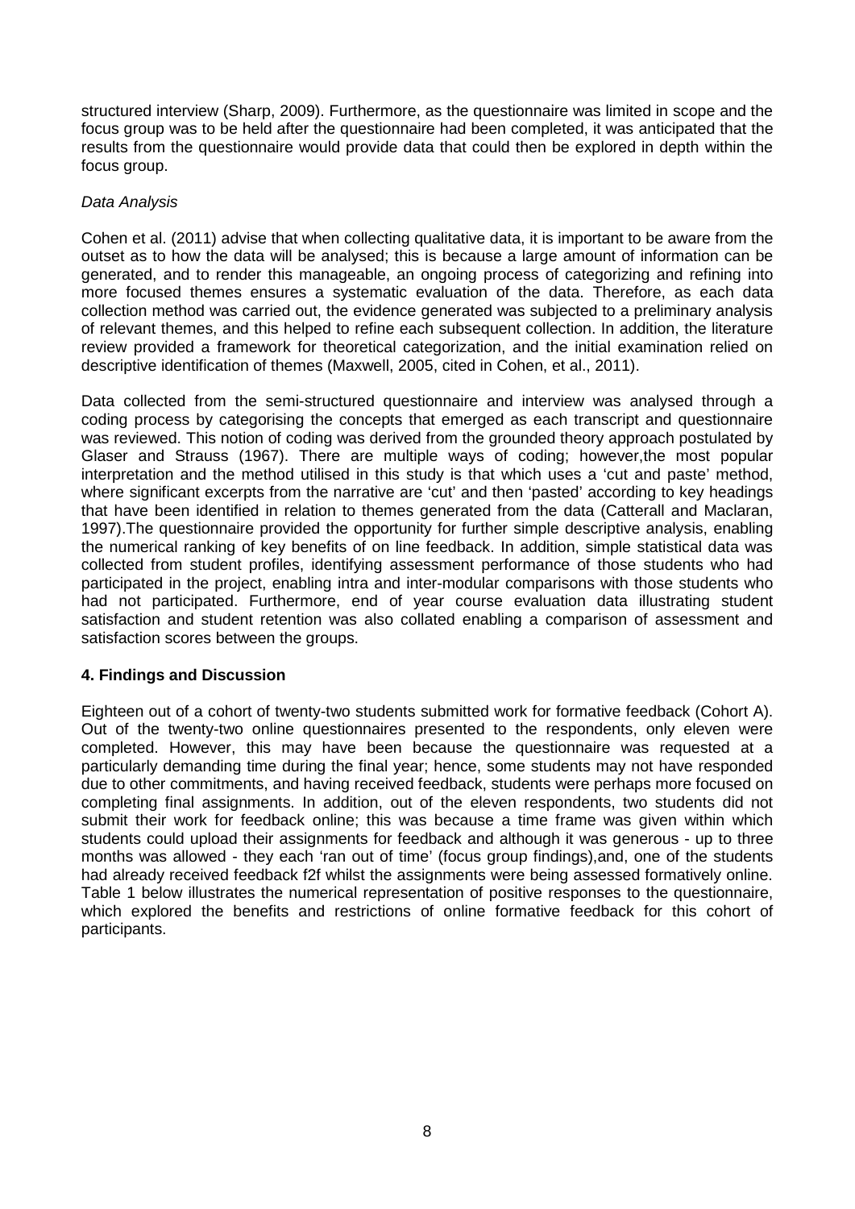structured interview (Sharp, 2009). Furthermore, as the questionnaire was limited in scope and the focus group was to be held after the questionnaire had been completed, it was anticipated that the results from the questionnaire would provide data that could then be explored in depth within the focus group.

*Data Analysis*

Cohen et al. (2011) advise that when collecting qualitative data, it is important to be aware from the outset as to how the data will be analysed; this is because a large amount of information can be generated, and to render this manageable, an ongoing process of categorizing and refining into more focused themes ensures a systematic evaluation of the data. Therefore, as each data collection method was carried out, the evidence generated was subjected to a preliminary analysis of relevant themes, and this helped to refine each subsequent collection. In addition, the literature review provided a framework for theoretical categorization, and the initial examination relied on descriptive identification of themes (Maxwell, 2005, cited in Cohen, et al., 2011).

Data collected from the semi-structured questionnaire and interview was analysed through a coding process by categorising the concepts that emerged as each transcript and questionnaire was reviewed. This notion of coding was derived from the grounded theory approach postulated by Glaser and Strauss (1967). There are multiple ways of coding; however,the most popular interpretation and the method utilised in this study is that which uses a 'cut and paste' method, where significant excerpts from the narrative are 'cut' and then 'pasted' according to key headings that have been identified in relation to themes generated from the data (Catterall and Maclaran, 1997).The questionnaire provided the opportunity for further simple descriptive analysis, enabling the numerical ranking of key benefits of on line feedback. In addition, simple statistical data was collected from student profiles, identifying assessment performance of those students who had participated in the project, enabling intra and inter-modular comparisons with those students who had not participated. Furthermore, end of year course evaluation data illustrating student satisfaction and student retention was also collated enabling a comparison of assessment and satisfaction scores between the groups.

## 4. Findings and Discussion

Eighteen out of a cohort of twenty-two students submitted work for formative feedback (Cohort A). Out of the twenty-two online questionnaires presented to the respondents, only eleven were completed. However, this may have been because the questionnaire was requested at a particularly demanding time during the final year; hence, some students may not have responded due to other commitments, and having received feedback, students were perhaps more focused on completing final assignments. In addition, out of the eleven respondents, two students did not submit their work for feedback online; this was because a time frame was given within which students could upload their assignments for feedback and although it was generous - up to three months was allowed - they each 'ran out of time' (focus group findings),and, one of the students had already received feedback f2f whilst the assignments were being assessed formatively online. Table 1 below illustrates the numerical representation of positive responses to the questionnaire, which explored the benefits and restrictions of online formative feedback for this cohort of participants.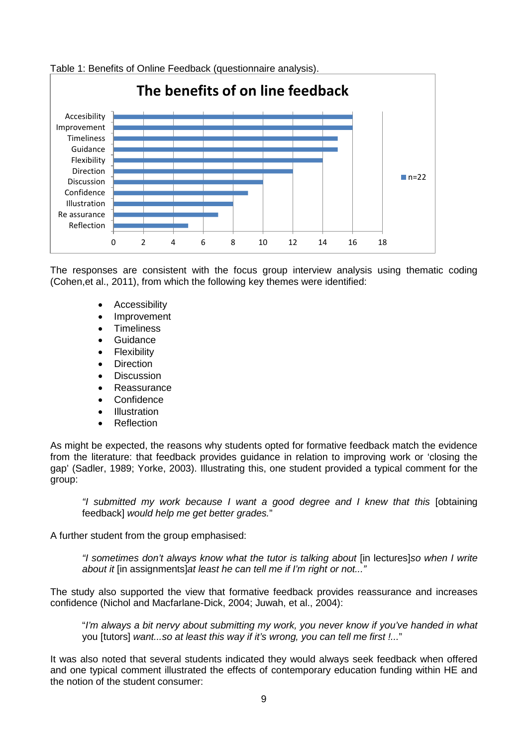Table 1: Benefits of Online Feedback (questionnaire analysis).

**The benefits of on line feedback**

| Benefit | n=22 |
|---|---|
| Accesibility | 16 |
| Improvement | 16 |
| Timeliness | 15 |
| Guidance | 15 |
| Flexibility | 14 |
| Direction | 12 |
| Discussion | 10 |
| Confidence | 9 |
| Illustration | 8 |
| Re assurance | 7 |
| Reflection | 5 |

The responses are consistent with the focus group interview analysis using thematic coding (Cohen,et al., 2011), from which the following key themes were identified:

- Accessibility
- Improvement
- Timeliness
- Guidance
- Flexibility
- Direction
- Discussion
- Reassurance
- Confidence
- Illustration
- Reflection

As might be expected, the reasons why students opted for formative feedback match the evidence from the literature: that feedback provides guidance in relation to improving work or 'closing the gap' (Sadler, 1989; Yorke, 2003). Illustrating this, one student provided a typical comment for the group:

> *"I submitted my work because I want a good degree and I knew that this* [obtaining feedback] *would help me get better grades.*"

A further student from the group emphasised:

> *"I sometimes don't always know what the tutor is talking about* [in lectures]*so when I write about it* [in assignments]*at least he can tell me if I'm right or not..."*

The study also supported the view that formative feedback provides reassurance and increases confidence (Nichol and Macfarlane-Dick, 2004; Juwah, et al., 2004):

> "*I'm always a bit nervy about submitting my work, you never know if you've handed in what* you [tutors] *want...so at least this way if it's wrong, you can tell me first !...*"

It was also noted that several students indicated they would always seek feedback when offered and one typical comment illustrated the effects of contemporary education funding within HE and the notion of the student consumer: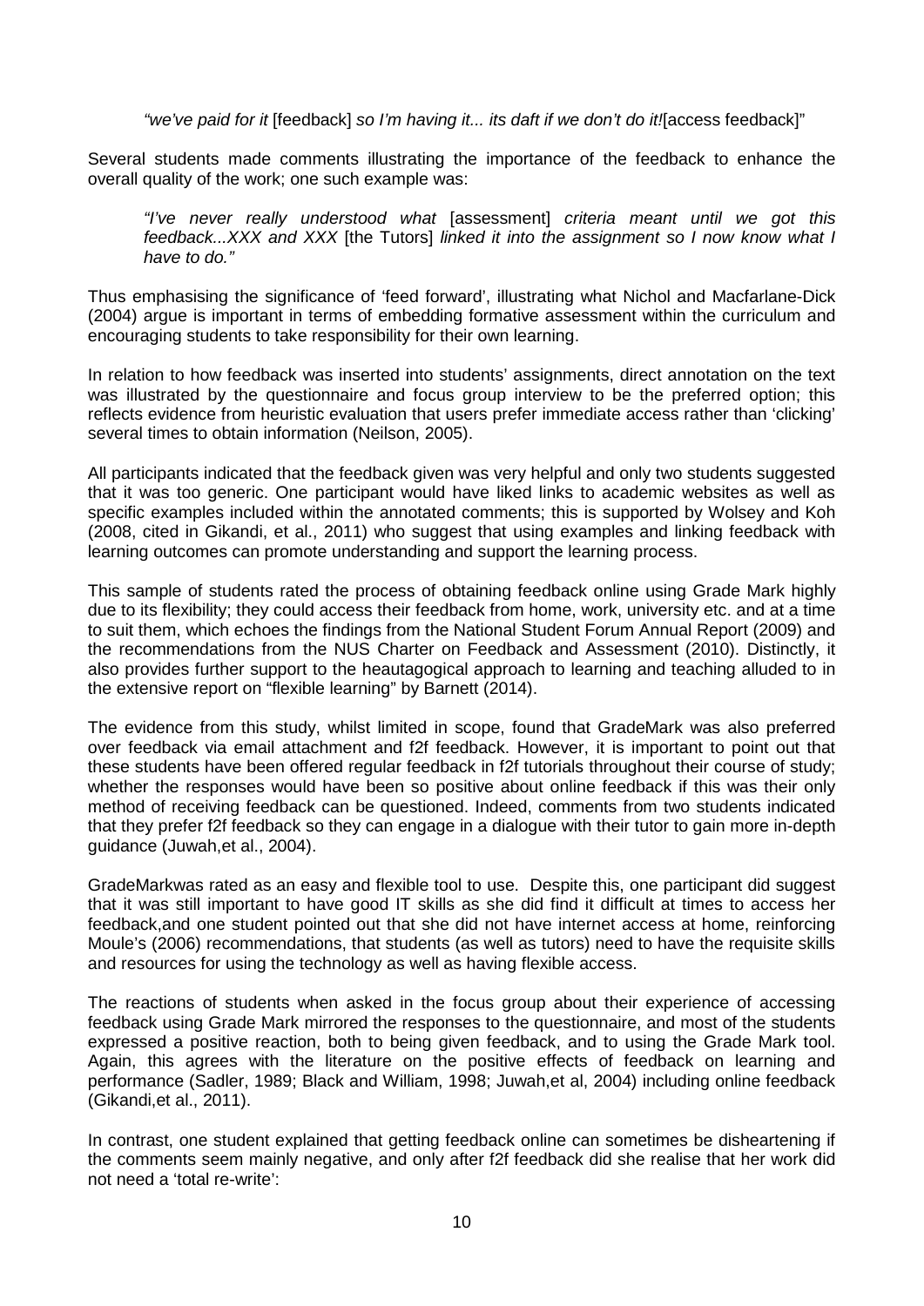*"we've paid for it* [feedback] *so I'm having it... its daft if we don't do it!*[access feedback]"

Several students made comments illustrating the importance of the feedback to enhance the overall quality of the work; one such example was:

> *"I've never really understood what* [assessment] *criteria meant until we got this feedback...XXX and XXX* [the Tutors] *linked it into the assignment so I now know what I have to do."*

Thus emphasising the significance of 'feed forward', illustrating what Nichol and Macfarlane-Dick (2004) argue is important in terms of embedding formative assessment within the curriculum and encouraging students to take responsibility for their own learning.

In relation to how feedback was inserted into students' assignments, direct annotation on the text was illustrated by the questionnaire and focus group interview to be the preferred option; this reflects evidence from heuristic evaluation that users prefer immediate access rather than 'clicking' several times to obtain information (Neilson, 2005).

All participants indicated that the feedback given was very helpful and only two students suggested that it was too generic. One participant would have liked links to academic websites as well as specific examples included within the annotated comments; this is supported by Wolsey and Koh (2008, cited in Gikandi, et al., 2011) who suggest that using examples and linking feedback with learning outcomes can promote understanding and support the learning process.

This sample of students rated the process of obtaining feedback online using Grade Mark highly due to its flexibility; they could access their feedback from home, work, university etc. and at a time to suit them, which echoes the findings from the National Student Forum Annual Report (2009) and the recommendations from the NUS Charter on Feedback and Assessment (2010). Distinctly, it also provides further support to the heautagogical approach to learning and teaching alluded to in the extensive report on "flexible learning" by Barnett (2014).

The evidence from this study, whilst limited in scope, found that GradeMark was also preferred over feedback via email attachment and f2f feedback. However, it is important to point out that these students have been offered regular feedback in f2f tutorials throughout their course of study; whether the responses would have been so positive about online feedback if this was their only method of receiving feedback can be questioned. Indeed, comments from two students indicated that they prefer f2f feedback so they can engage in a dialogue with their tutor to gain more in-depth guidance (Juwah,et al., 2004).

GradeMarkwas rated as an easy and flexible tool to use. Despite this, one participant did suggest that it was still important to have good IT skills as she did find it difficult at times to access her feedback,and one student pointed out that she did not have internet access at home, reinforcing Moule's (2006) recommendations, that students (as well as tutors) need to have the requisite skills and resources for using the technology as well as having flexible access.

The reactions of students when asked in the focus group about their experience of accessing feedback using Grade Mark mirrored the responses to the questionnaire, and most of the students expressed a positive reaction, both to being given feedback, and to using the Grade Mark tool. Again, this agrees with the literature on the positive effects of feedback on learning and performance (Sadler, 1989; Black and William, 1998; Juwah,et al, 2004) including online feedback (Gikandi,et al., 2011).

In contrast, one student explained that getting feedback online can sometimes be disheartening if the comments seem mainly negative, and only after f2f feedback did she realise that her work did not need a 'total re-write':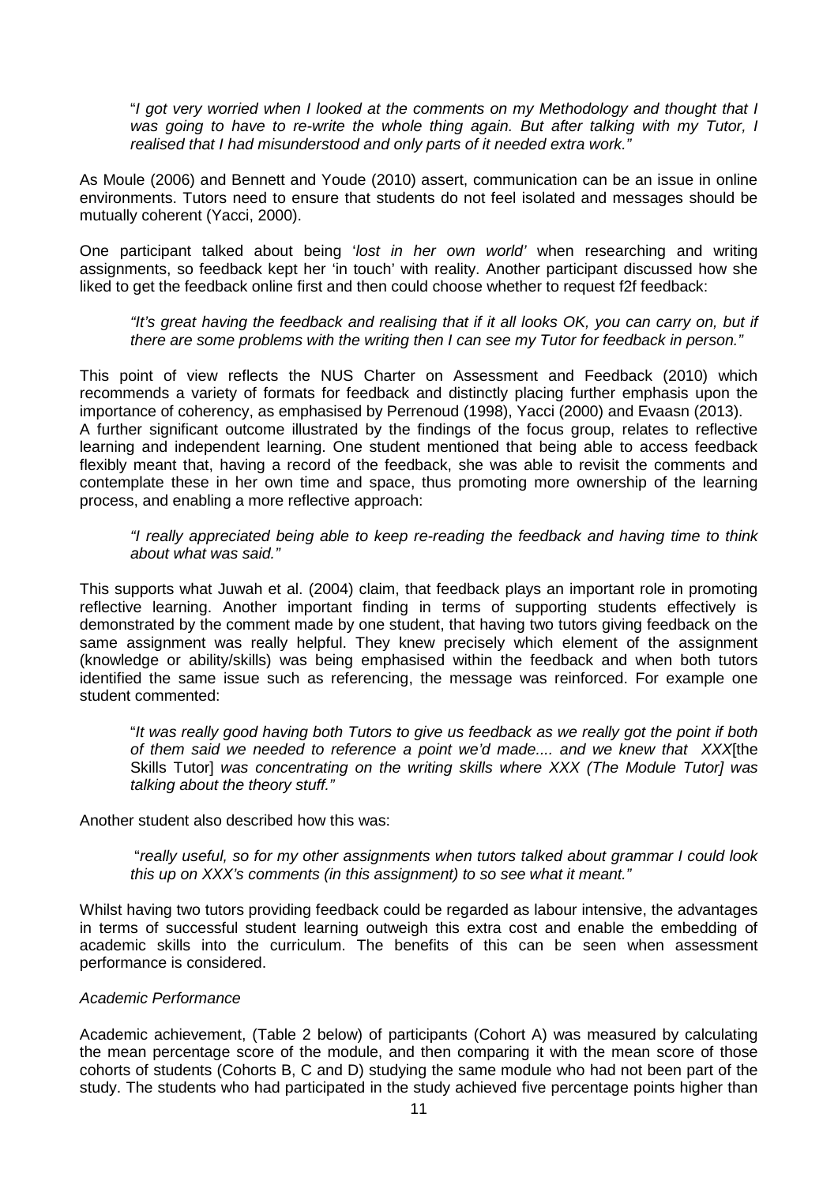> "*I got very worried when I looked at the comments on my Methodology and thought that I was going to have to re-write the whole thing again. But after talking with my Tutor, I realised that I had misunderstood and only parts of it needed extra work.*"

As Moule (2006) and Bennett and Youde (2010) assert, communication can be an issue in online environments. Tutors need to ensure that students do not feel isolated and messages should be mutually coherent (Yacci, 2000).

One participant talked about being '*lost in her own world*' when researching and writing assignments, so feedback kept her 'in touch' with reality. Another participant discussed how she liked to get the feedback online first and then could choose whether to request f2f feedback:

> *"It's great having the feedback and realising that if it all looks OK, you can carry on, but if there are some problems with the writing then I can see my Tutor for feedback in person."*

This point of view reflects the NUS Charter on Assessment and Feedback (2010) which recommends a variety of formats for feedback and distinctly placing further emphasis upon the importance of coherency, as emphasised by Perrenoud (1998), Yacci (2000) and Evaasn (2013).
A further significant outcome illustrated by the findings of the focus group, relates to reflective learning and independent learning. One student mentioned that being able to access feedback flexibly meant that, having a record of the feedback, she was able to revisit the comments and contemplate these in her own time and space, thus promoting more ownership of the learning process, and enabling a more reflective approach:

> *"I really appreciated being able to keep re-reading the feedback and having time to think about what was said."*

This supports what Juwah et al. (2004) claim, that feedback plays an important role in promoting reflective learning. Another important finding in terms of supporting students effectively is demonstrated by the comment made by one student, that having two tutors giving feedback on the same assignment was really helpful. They knew precisely which element of the assignment (knowledge or ability/skills) was being emphasised within the feedback and when both tutors identified the same issue such as referencing, the message was reinforced. For example one student commented:

> "*It was really good having both Tutors to give us feedback as we really got the point if both of them said we needed to reference a point we'd made.... and we knew that XXX*[the Skills Tutor] *was concentrating on the writing skills where XXX (The Module Tutor] was talking about the theory stuff.*"

Another student also described how this was:

> "*really useful, so for my other assignments when tutors talked about grammar I could look this up on XXX's comments (in this assignment) to so see what it meant.*"

Whilst having two tutors providing feedback could be regarded as labour intensive, the advantages in terms of successful student learning outweigh this extra cost and enable the embedding of academic skills into the curriculum. The benefits of this can be seen when assessment performance is considered.

*Academic Performance*

Academic achievement, (Table 2 below) of participants (Cohort A) was measured by calculating the mean percentage score of the module, and then comparing it with the mean score of those cohorts of students (Cohorts B, C and D) studying the same module who had not been part of the study. The students who had participated in the study achieved five percentage points higher than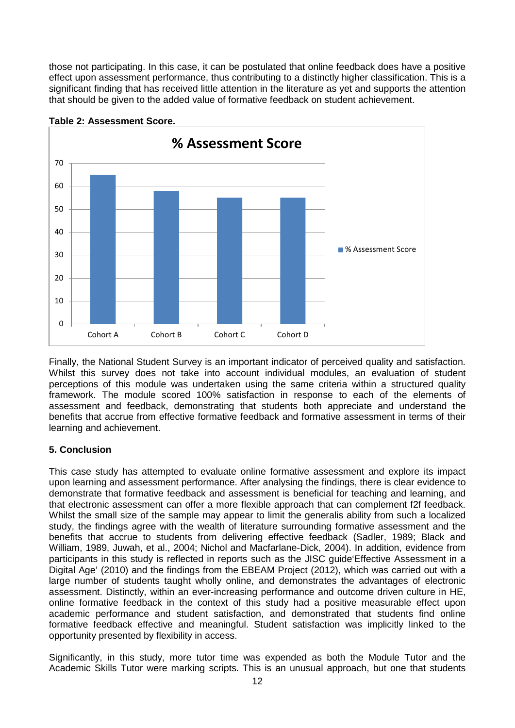those not participating. In this case, it can be postulated that online feedback does have a positive effect upon assessment performance, thus contributing to a distinctly higher classification. This is a significant finding that has received little attention in the literature as yet and supports the attention that should be given to the added value of formative feedback on student achievement.

**Table 2: Assessment Score.**

| | % Assessment Score |
|---|---|
| Cohort A | 65 |
| Cohort B | 58 |
| Cohort C | 55 |
| Cohort D | 55 |

Finally, the National Student Survey is an important indicator of perceived quality and satisfaction. Whilst this survey does not take into account individual modules, an evaluation of student perceptions of this module was undertaken using the same criteria within a structured quality framework. The module scored 100% satisfaction in response to each of the elements of assessment and feedback, demonstrating that students both appreciate and understand the benefits that accrue from effective formative feedback and formative assessment in terms of their learning and achievement.

**5. Conclusion**

This case study has attempted to evaluate online formative assessment and explore its impact upon learning and assessment performance. After analysing the findings, there is clear evidence to demonstrate that formative feedback and assessment is beneficial for teaching and learning, and that electronic assessment can offer a more flexible approach that can complement f2f feedback. Whilst the small size of the sample may appear to limit the generalis ability from such a localized study, the findings agree with the wealth of literature surrounding formative assessment and the benefits that accrue to students from delivering effective feedback (Sadler, 1989; Black and William, 1989, Juwah, et al., 2004; Nichol and Macfarlane-Dick, 2004). In addition, evidence from participants in this study is reflected in reports such as the JISC guide'Effective Assessment in a Digital Age' (2010) and the findings from the EBEAM Project (2012), which was carried out with a large number of students taught wholly online, and demonstrates the advantages of electronic assessment. Distinctly, within an ever-increasing performance and outcome driven culture in HE, online formative feedback in the context of this study had a positive measurable effect upon academic performance and student satisfaction, and demonstrated that students find online formative feedback effective and meaningful. Student satisfaction was implicitly linked to the opportunity presented by flexibility in access.

Significantly, in this study, more tutor time was expended as both the Module Tutor and the Academic Skills Tutor were marking scripts. This is an unusual approach, but one that students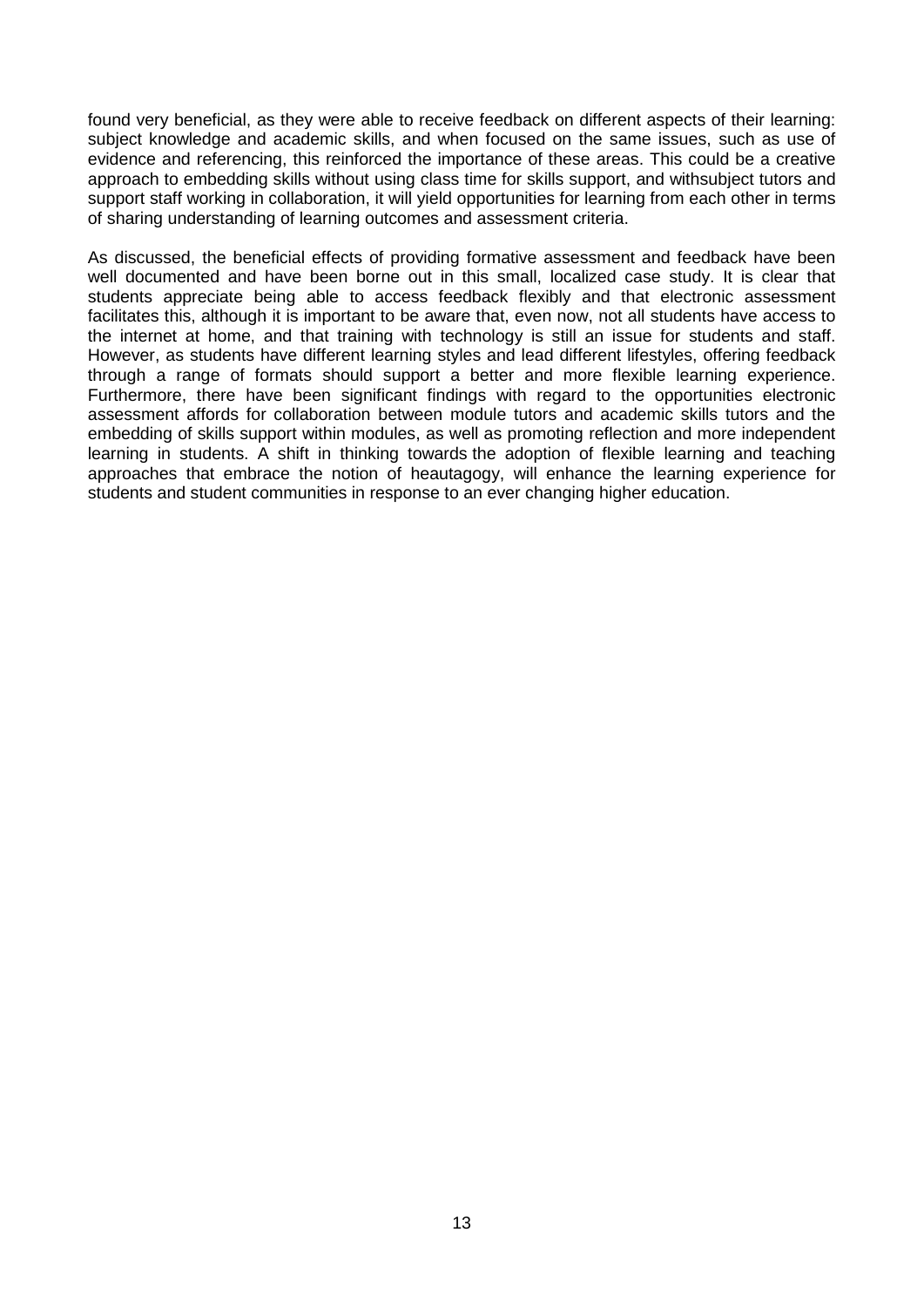found very beneficial, as they were able to receive feedback on different aspects of their learning: subject knowledge and academic skills, and when focused on the same issues, such as use of evidence and referencing, this reinforced the importance of these areas. This could be a creative approach to embedding skills without using class time for skills support, and withsubject tutors and support staff working in collaboration, it will yield opportunities for learning from each other in terms of sharing understanding of learning outcomes and assessment criteria.

As discussed, the beneficial effects of providing formative assessment and feedback have been well documented and have been borne out in this small, localized case study. It is clear that students appreciate being able to access feedback flexibly and that electronic assessment facilitates this, although it is important to be aware that, even now, not all students have access to the internet at home, and that training with technology is still an issue for students and staff. However, as students have different learning styles and lead different lifestyles, offering feedback through a range of formats should support a better and more flexible learning experience. Furthermore, there have been significant findings with regard to the opportunities electronic assessment affords for collaboration between module tutors and academic skills tutors and the embedding of skills support within modules, as well as promoting reflection and more independent learning in students. A shift in thinking towards the adoption of flexible learning and teaching approaches that embrace the notion of heautagogy, will enhance the learning experience for students and student communities in response to an ever changing higher education.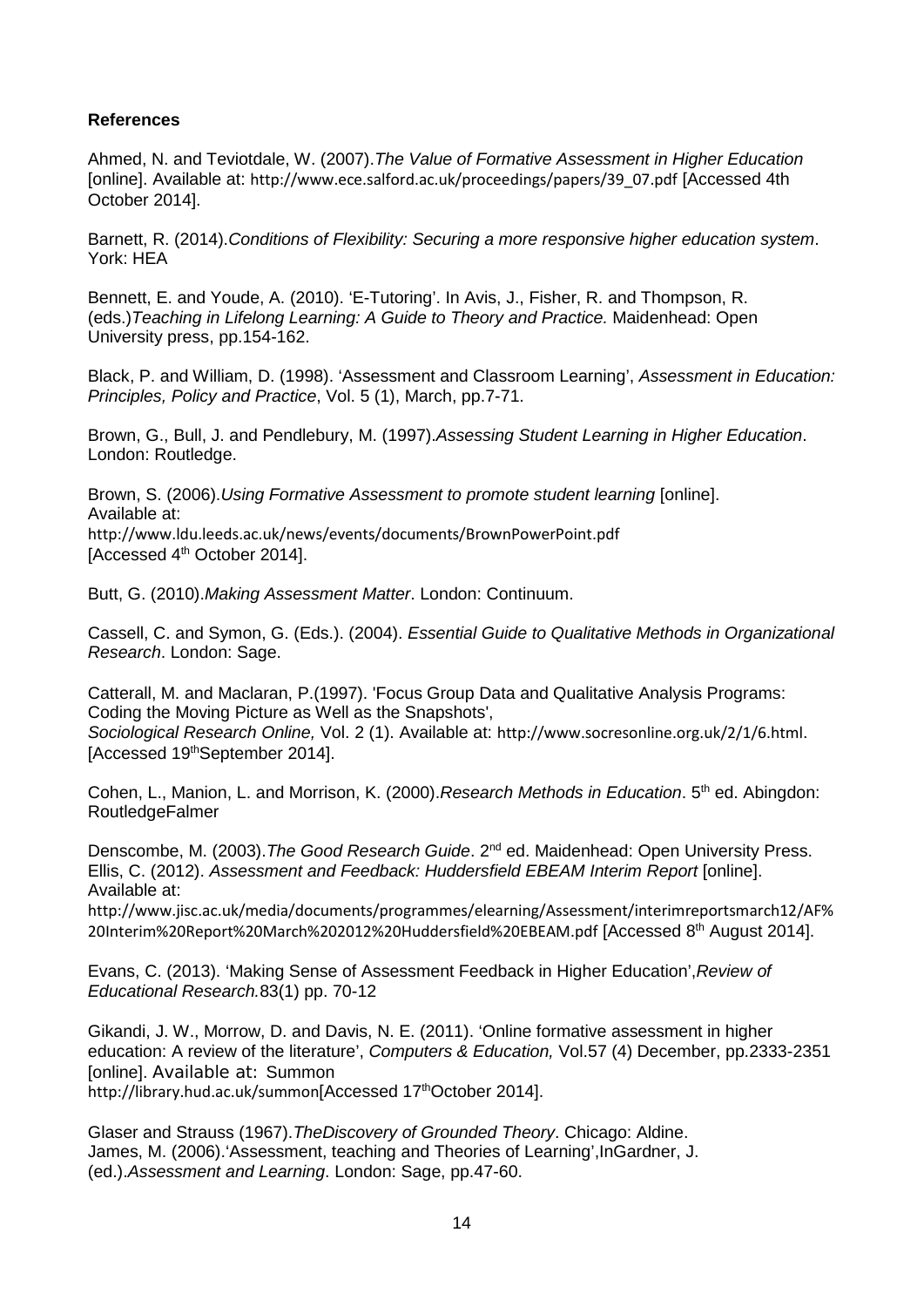**References**

Ahmed, N. and Teviotdale, W. (2007).*The Value of Formative Assessment in Higher Education* [online]. Available at: http://www.ece.salford.ac.uk/proceedings/papers/39_07.pdf [Accessed 4th October 2014].

Barnett, R. (2014).*Conditions of Flexibility: Securing a more responsive higher education system*. York: HEA

Bennett, E. and Youde, A. (2010). 'E-Tutoring'. In Avis, J., Fisher, R. and Thompson, R. (eds.)*Teaching in Lifelong Learning: A Guide to Theory and Practice.* Maidenhead: Open University press, pp.154-162.

Black, P. and William, D. (1998). 'Assessment and Classroom Learning', *Assessment in Education: Principles, Policy and Practice*, Vol. 5 (1), March, pp.7-71.

Brown, G., Bull, J. and Pendlebury, M. (1997).*Assessing Student Learning in Higher Education*. London: Routledge.

Brown, S. (2006).*Using Formative Assessment to promote student learning* [online]. Available at:
http://www.ldu.leeds.ac.uk/news/events/documents/BrownPowerPoint.pdf
[Accessed 4th October 2014].

Butt, G. (2010).*Making Assessment Matter*. London: Continuum.

Cassell, C. and Symon, G. (Eds.). (2004). *Essential Guide to Qualitative Methods in Organizational Research*. London: Sage.

Catterall, M. and Maclaran, P.(1997). 'Focus Group Data and Qualitative Analysis Programs: Coding the Moving Picture as Well as the Snapshots',
*Sociological Research Online,* Vol. 2 (1). Available at: http://www.socresonline.org.uk/2/1/6.html. [Accessed 19thSeptember 2014].

Cohen, L., Manion, L. and Morrison, K. (2000).*Research Methods in Education*. 5th ed. Abingdon: RoutledgeFalmer

Denscombe, M. (2003).*The Good Research Guide*. 2nd ed. Maidenhead: Open University Press.
Ellis, C. (2012). *Assessment and Feedback: Huddersfield EBEAM Interim Report* [online]. Available at:
http://www.jisc.ac.uk/media/documents/programmes/elearning/Assessment/interimreportsmarch12/AF%20Interim%20Report%20March%202012%20Huddersfield%20EBEAM.pdf [Accessed 8th August 2014].

Evans, C. (2013). 'Making Sense of Assessment Feedback in Higher Education',*Review of Educational Research.*83(1) pp. 70-12

Gikandi, J. W., Morrow, D. and Davis, N. E. (2011). 'Online formative assessment in higher education: A review of the literature', *Computers & Education,* Vol.57 (4) December, pp.2333-2351 [online]. Available at: Summon
http://library.hud.ac.uk/summon[Accessed 17thOctober 2014].

Glaser and Strauss (1967).*TheDiscovery of Grounded Theory*. Chicago: Aldine.
James, M. (2006).'Assessment, teaching and Theories of Learning',InGardner, J. (ed.).*Assessment and Learning*. London: Sage, pp.47-60.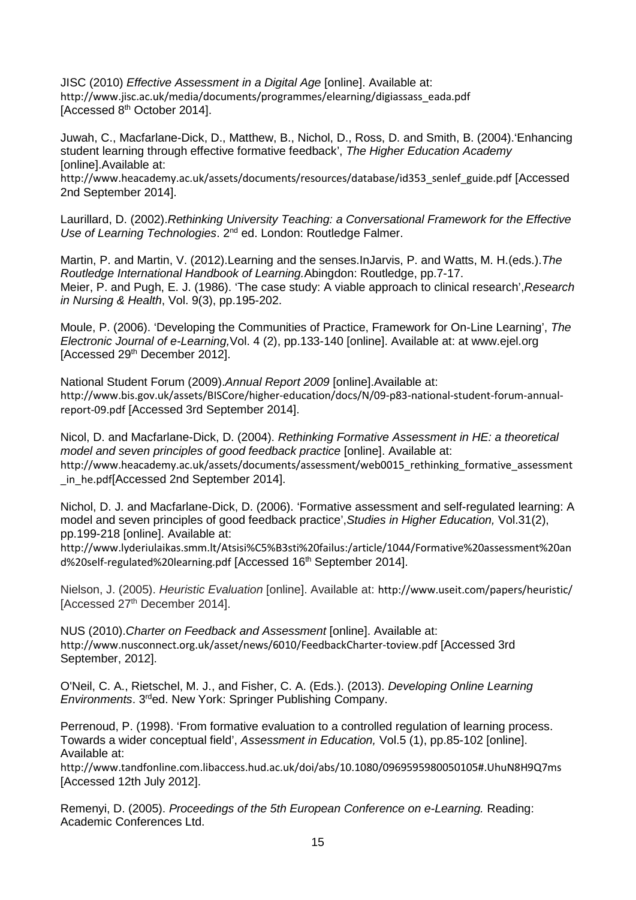JISC (2010) *Effective Assessment in a Digital Age* [online]. Available at: http://www.jisc.ac.uk/media/documents/programmes/elearning/digiassass_eada.pdf [Accessed 8th October 2014].

Juwah, C., Macfarlane-Dick, D., Matthew, B., Nichol, D., Ross, D. and Smith, B. (2004).'Enhancing student learning through effective formative feedback', *The Higher Education Academy* [online].Available at: http://www.heacademy.ac.uk/assets/documents/resources/database/id353_senlef_guide.pdf [Accessed 2nd September 2014].

Laurillard, D. (2002).*Rethinking University Teaching: a Conversational Framework for the Effective Use of Learning Technologies*. 2nd ed. London: Routledge Falmer.

Martin, P. and Martin, V. (2012).Learning and the senses.InJarvis, P. and Watts, M. H.(eds.).*The Routledge International Handbook of Learning.*Abingdon: Routledge, pp.7-17.
Meier, P. and Pugh, E. J. (1986). 'The case study: A viable approach to clinical research',*Research in Nursing & Health*, Vol. 9(3), pp.195-202.

Moule, P. (2006). 'Developing the Communities of Practice, Framework for On-Line Learning', *The Electronic Journal of e-Learning,*Vol. 4 (2), pp.133-140 [online]. Available at: at www.ejel.org [Accessed 29th December 2012].

National Student Forum (2009).*Annual Report 2009* [online].Available at: http://www.bis.gov.uk/assets/BISCore/higher-education/docs/N/09-p83-national-student-forum-annual-report-09.pdf [Accessed 3rd September 2014].

Nicol, D. and Macfarlane-Dick, D. (2004). *Rethinking Formative Assessment in HE: a theoretical model and seven principles of good feedback practice* [online]. Available at: http://www.heacademy.ac.uk/assets/documents/assessment/web0015_rethinking_formative_assessment_in_he.pdf[Accessed 2nd September 2014].

Nichol, D. J. and Macfarlane-Dick, D. (2006). 'Formative assessment and self-regulated learning: A model and seven principles of good feedback practice',*Studies in Higher Education,* Vol.31(2), pp.199-218 [online]. Available at: http://www.lyderiulaikas.smm.lt/Atsisi%C5%B3sti%20failus:/article/1044/Formative%20assessment%20and%20self-regulated%20learning.pdf [Accessed 16th September 2014].

Nielson, J. (2005). *Heuristic Evaluation* [online]. Available at: http://www.useit.com/papers/heuristic/ [Accessed 27th December 2014].

NUS (2010).*Charter on Feedback and Assessment* [online]. Available at: http://www.nusconnect.org.uk/asset/news/6010/FeedbackCharter-toview.pdf [Accessed 3rd September, 2012].

O'Neil, C. A., Rietschel, M. J., and Fisher, C. A. (Eds.). (2013). *Developing Online Learning Environments*. 3rded. New York: Springer Publishing Company.

Perrenoud, P. (1998). 'From formative evaluation to a controlled regulation of learning process. Towards a wider conceptual field', *Assessment in Education,* Vol.5 (1), pp.85-102 [online]. Available at: http://www.tandfonline.com.libaccess.hud.ac.uk/doi/abs/10.1080/0969595980050105#.UhuN8H9Q7ms [Accessed 12th July 2012].

Remenyi, D. (2005). *Proceedings of the 5th European Conference on e-Learning.* Reading: Academic Conferences Ltd.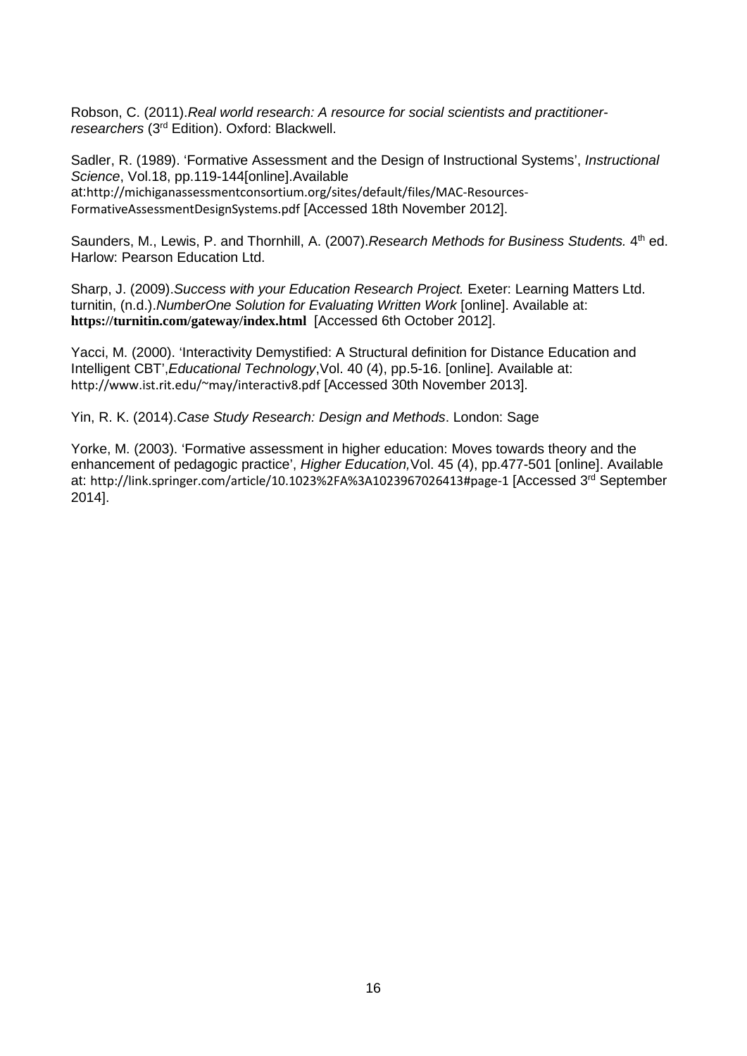Robson, C. (2011).*Real world research: A resource for social scientists and practitioner-researchers* (3rd Edition). Oxford: Blackwell.

Sadler, R. (1989). 'Formative Assessment and the Design of Instructional Systems', *Instructional Science*, Vol.18, pp.119-144[online].Available at:http://michiganassessmentconsortium.org/sites/default/files/MAC-Resources-FormativeAssessmentDesignSystems.pdf [Accessed 18th November 2012].

Saunders, M., Lewis, P. and Thornhill, A. (2007).*Research Methods for Business Students.* 4th ed. Harlow: Pearson Education Ltd.

Sharp, J. (2009).*Success with your Education Research Project.* Exeter: Learning Matters Ltd.
turnitin, (n.d.).*NumberOne Solution for Evaluating Written Work* [online]. Available at: **https://turnitin.com/gateway/index.html** [Accessed 6th October 2012].

Yacci, M. (2000). 'Interactivity Demystified: A Structural definition for Distance Education and Intelligent CBT',*Educational Technology*,Vol. 40 (4), pp.5-16. [online]. Available at: http://www.ist.rit.edu/~may/interactiv8.pdf [Accessed 30th November 2013].

Yin, R. K. (2014).*Case Study Research: Design and Methods*. London: Sage

Yorke, M. (2003). 'Formative assessment in higher education: Moves towards theory and the enhancement of pedagogic practice', *Higher Education,*Vol. 45 (4), pp.477-501 [online]. Available at: http://link.springer.com/article/10.1023%2FA%3A1023967026413#page-1 [Accessed 3rd September 2014].